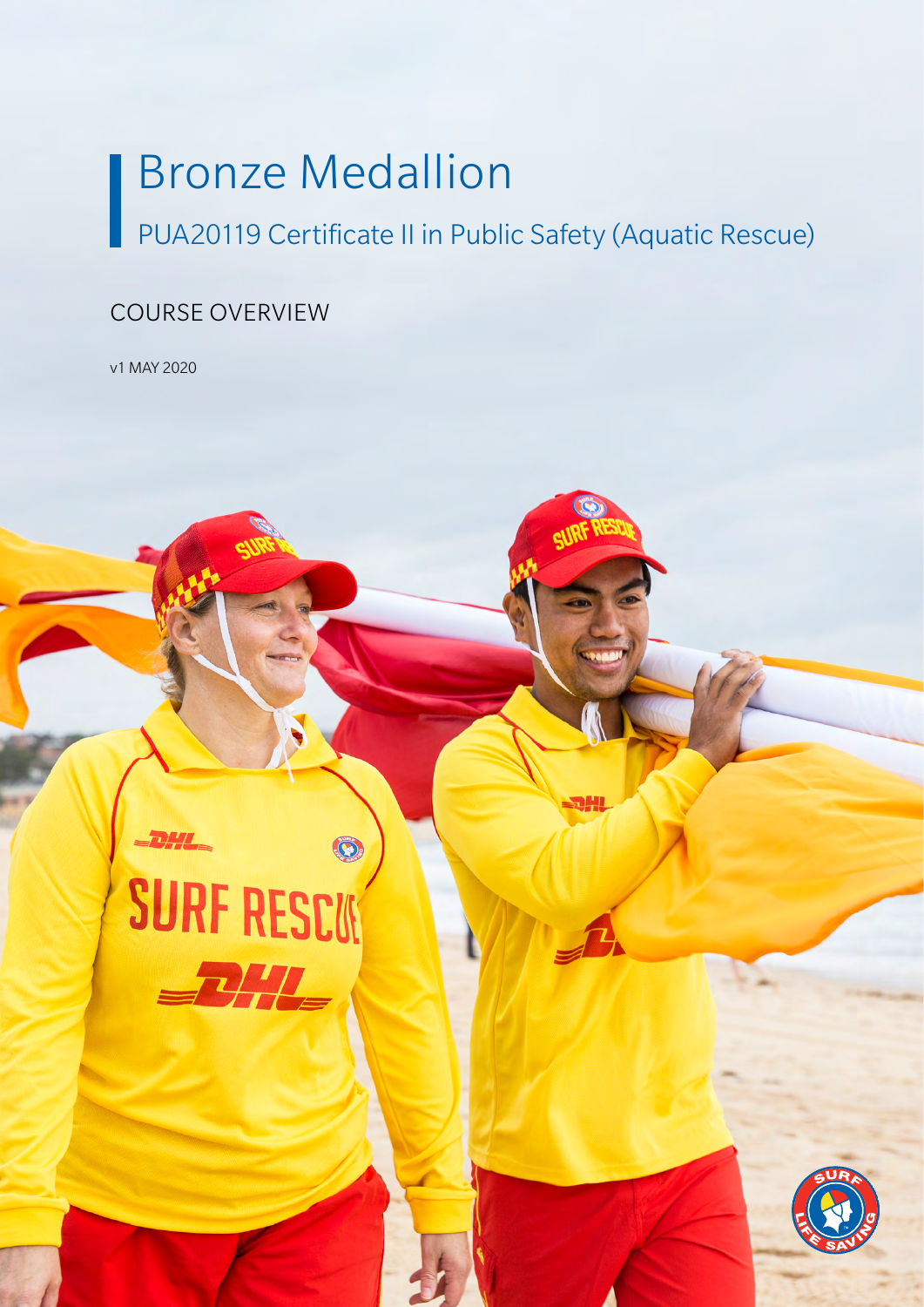# Bronze Medallion

## PUA20119 Certificate II in Public Safety (Aquatic Rescue)

COURSE OVERVIEW

v1 MAY 2020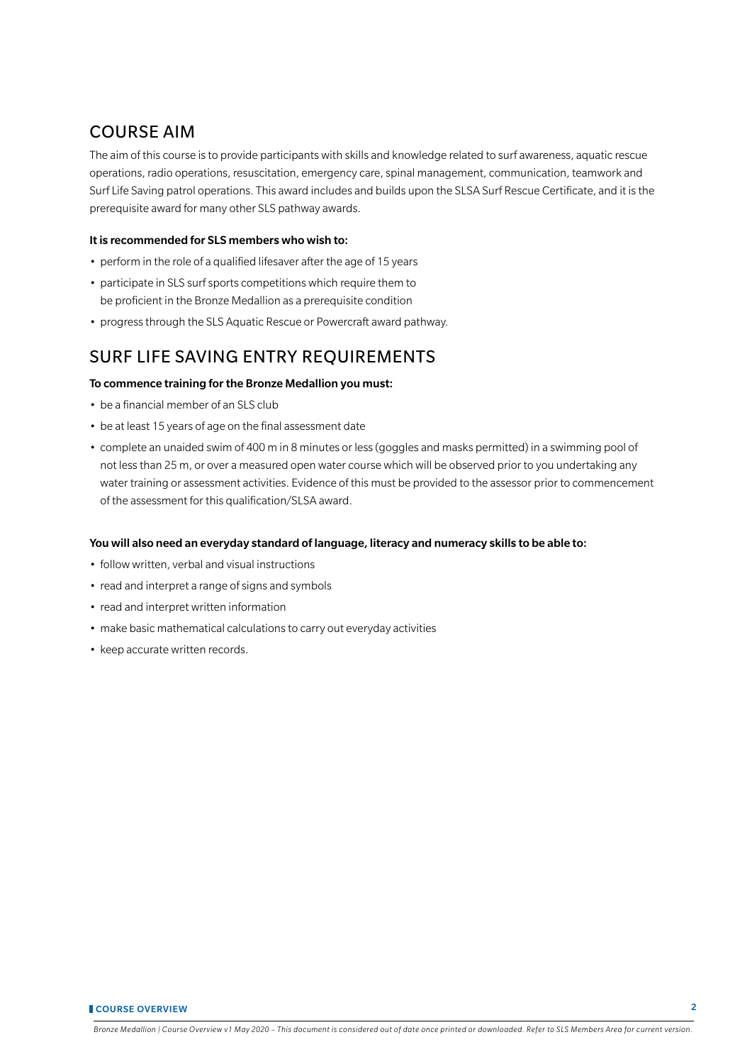## COURSE AIM

The aim of this course is to provide participants with skills and knowledge related to surf awareness, aquatic rescue operations, radio operations, resuscitation, emergency care, spinal management, communication, teamwork and Surf Life Saving patrol operations. This award includes and builds upon the SLSA Surf Rescue Certificate, and it is the prerequisite award for many other SLS pathway awards.

**It is recommended for SLS members who wish to:**

- perform in the role of a qualified lifesaver after the age of 15 years
- participate in SLS surf sports competitions which require them to be proficient in the Bronze Medallion as a prerequisite condition
- progress through the SLS Aquatic Rescue or Powercraft award pathway.

## SURF LIFE SAVING ENTRY REQUIREMENTS

**To commence training for the Bronze Medallion you must:**

- be a financial member of an SLS club
- be at least 15 years of age on the final assessment date
- complete an unaided swim of 400 m in 8 minutes or less (goggles and masks permitted) in a swimming pool of not less than 25 m, or over a measured open water course which will be observed prior to you undertaking any water training or assessment activities. Evidence of this must be provided to the assessor prior to commencement of the assessment for this qualification/SLSA award.

**You will also need an everyday standard of language, literacy and numeracy skills to be able to:**

- follow written, verbal and visual instructions
- read and interpret a range of signs and symbols
- read and interpret written information
- make basic mathematical calculations to carry out everyday activities
- keep accurate written records.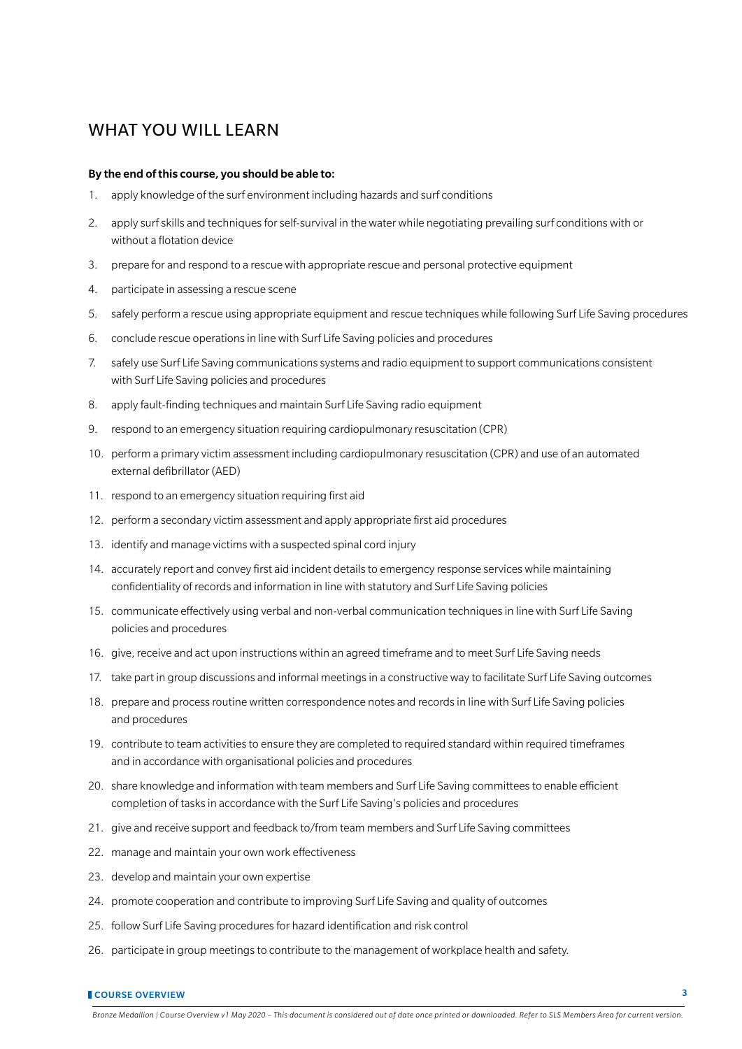## WHAT YOU WILL LEARN

**By the end of this course, you should be able to:**

1. apply knowledge of the surf environment including hazards and surf conditions
2. apply surf skills and techniques for self-survival in the water while negotiating prevailing surf conditions with or without a flotation device
3. prepare for and respond to a rescue with appropriate rescue and personal protective equipment
4. participate in assessing a rescue scene
5. safely perform a rescue using appropriate equipment and rescue techniques while following Surf Life Saving procedures
6. conclude rescue operations in line with Surf Life Saving policies and procedures
7. safely use Surf Life Saving communications systems and radio equipment to support communications consistent with Surf Life Saving policies and procedures
8. apply fault-finding techniques and maintain Surf Life Saving radio equipment
9. respond to an emergency situation requiring cardiopulmonary resuscitation (CPR)
10. perform a primary victim assessment including cardiopulmonary resuscitation (CPR) and use of an automated external defibrillator (AED)
11. respond to an emergency situation requiring first aid
12. perform a secondary victim assessment and apply appropriate first aid procedures
13. identify and manage victims with a suspected spinal cord injury
14. accurately report and convey first aid incident details to emergency response services while maintaining confidentiality of records and information in line with statutory and Surf Life Saving policies
15. communicate effectively using verbal and non-verbal communication techniques in line with Surf Life Saving policies and procedures
16. give, receive and act upon instructions within an agreed timeframe and to meet Surf Life Saving needs
17. take part in group discussions and informal meetings in a constructive way to facilitate Surf Life Saving outcomes
18. prepare and process routine written correspondence notes and records in line with Surf Life Saving policies and procedures
19. contribute to team activities to ensure they are completed to required standard within required timeframes and in accordance with organisational policies and procedures
20. share knowledge and information with team members and Surf Life Saving committees to enable efficient completion of tasks in accordance with the Surf Life Saving's policies and procedures
21. give and receive support and feedback to/from team members and Surf Life Saving committees
22. manage and maintain your own work effectiveness
23. develop and maintain your own expertise
24. promote cooperation and contribute to improving Surf Life Saving and quality of outcomes
25. follow Surf Life Saving procedures for hazard identification and risk control
26. participate in group meetings to contribute to the management of workplace health and safety.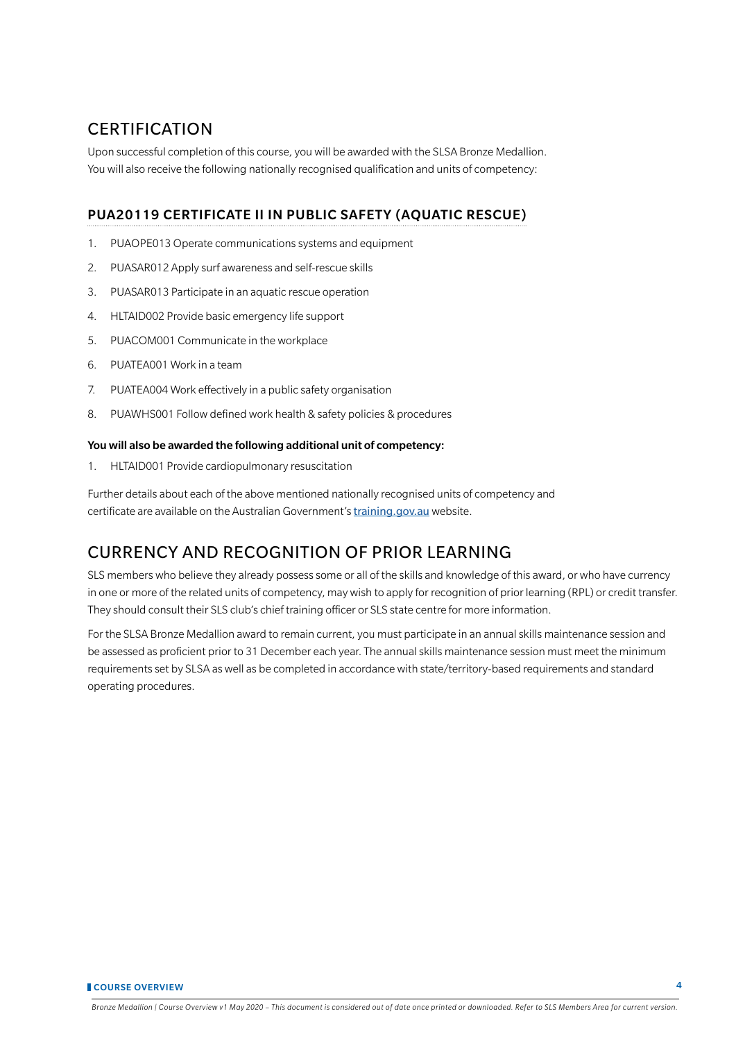## CERTIFICATION

Upon successful completion of this course, you will be awarded with the SLSA Bronze Medallion.
You will also receive the following nationally recognised qualification and units of competency:

### PUA20119 CERTIFICATE II IN PUBLIC SAFETY (AQUATIC RESCUE)

1. PUAOPE013 Operate communications systems and equipment
2. PUASAR012 Apply surf awareness and self-rescue skills
3. PUASAR013 Participate in an aquatic rescue operation
4. HLTAID002 Provide basic emergency life support
5. PUACOM001 Communicate in the workplace
6. PUATEA001 Work in a team
7. PUATEA004 Work effectively in a public safety organisation
8. PUAWHS001 Follow defined work health & safety policies & procedures

**You will also be awarded the following additional unit of competency:**

1. HLTAID001 Provide cardiopulmonary resuscitation

Further details about each of the above mentioned nationally recognised units of competency and certificate are available on the Australian Government's training.gov.au website.

## CURRENCY AND RECOGNITION OF PRIOR LEARNING

SLS members who believe they already possess some or all of the skills and knowledge of this award, or who have currency in one or more of the related units of competency, may wish to apply for recognition of prior learning (RPL) or credit transfer. They should consult their SLS club's chief training officer or SLS state centre for more information.

For the SLSA Bronze Medallion award to remain current, you must participate in an annual skills maintenance session and be assessed as proficient prior to 31 December each year. The annual skills maintenance session must meet the minimum requirements set by SLSA as well as be completed in accordance with state/territory-based requirements and standard operating procedures.